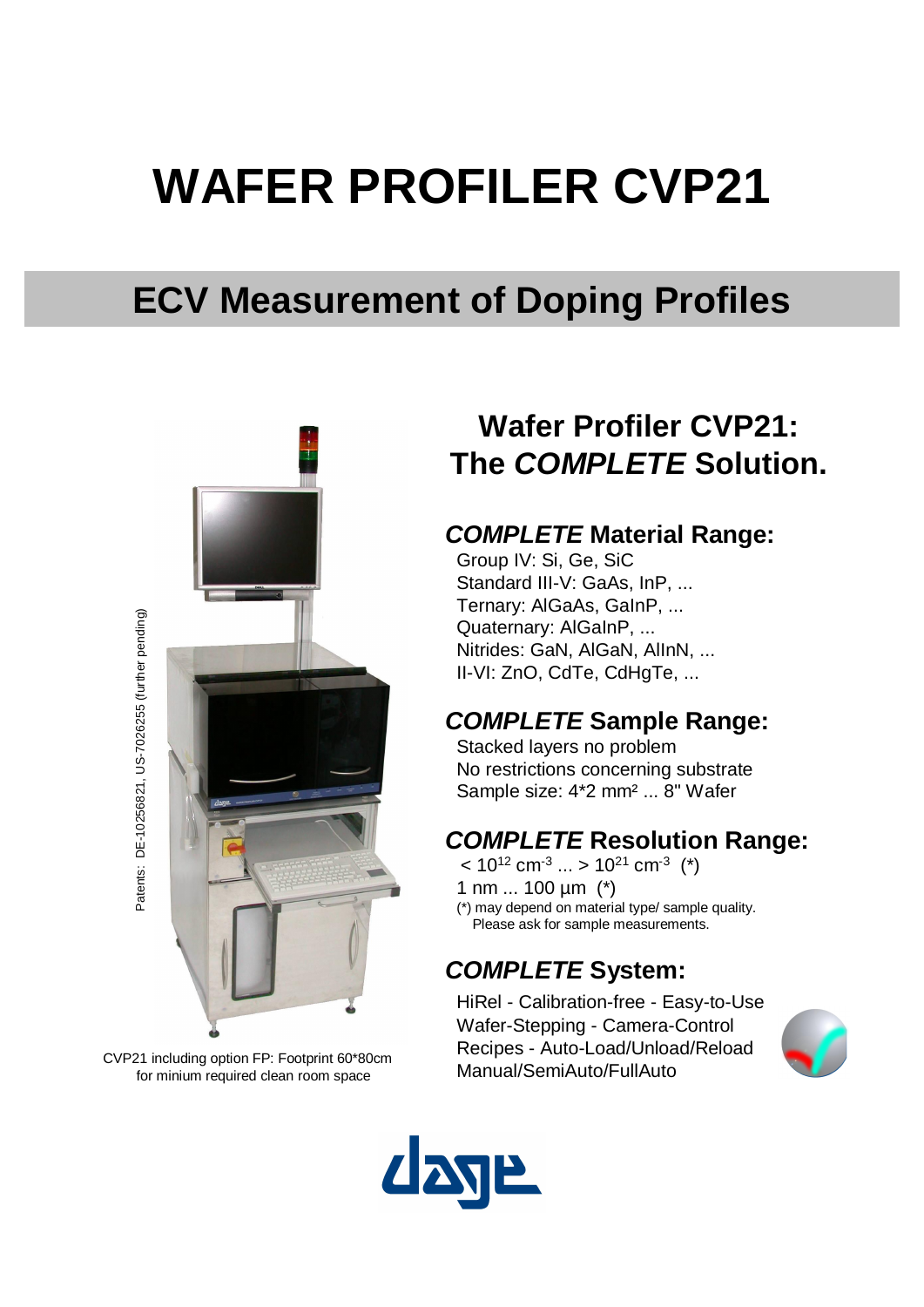# WAFER PROFILER CVP21

## ECV Measurement of Doping Profiles

Patents: DE-10256821, US-7026255 (further pending)

CVP21 including option FP: Footprint 60*80cm for minium required clean room space

## Wafer Profiler CVP21: The *COMPLETE* Solution.

### *COMPLETE* Material Range:

Group IV: Si, Ge, SiC
Standard III-V: GaAs, InP, ...
Ternary: AlGaAs, GaInP, ...
Quaternary: AlGaInP, ...
Nitrides: GaN, AlGaN, AlInN, ...
II-VI: ZnO, CdTe, CdHgTe, ...

### *COMPLETE* Sample Range:

Stacked layers no problem
No restrictions concerning substrate
Sample size: 4*2 mm² ... 8" Wafer

### *COMPLETE* Resolution Range:

$< 10^{12}$ cm$^{-3}$ ... $> 10^{21}$ cm$^{-3}$ (*)
1 nm ... 100 µm (*)
(*) may depend on material type/ sample quality.
Please ask for sample measurements.

### *COMPLETE* System:

HiRel - Calibration-free - Easy-to-Use
Wafer-Stepping - Camera-Control
Recipes - Auto-Load/Unload/Reload
Manual/SemiAuto/FullAuto

dage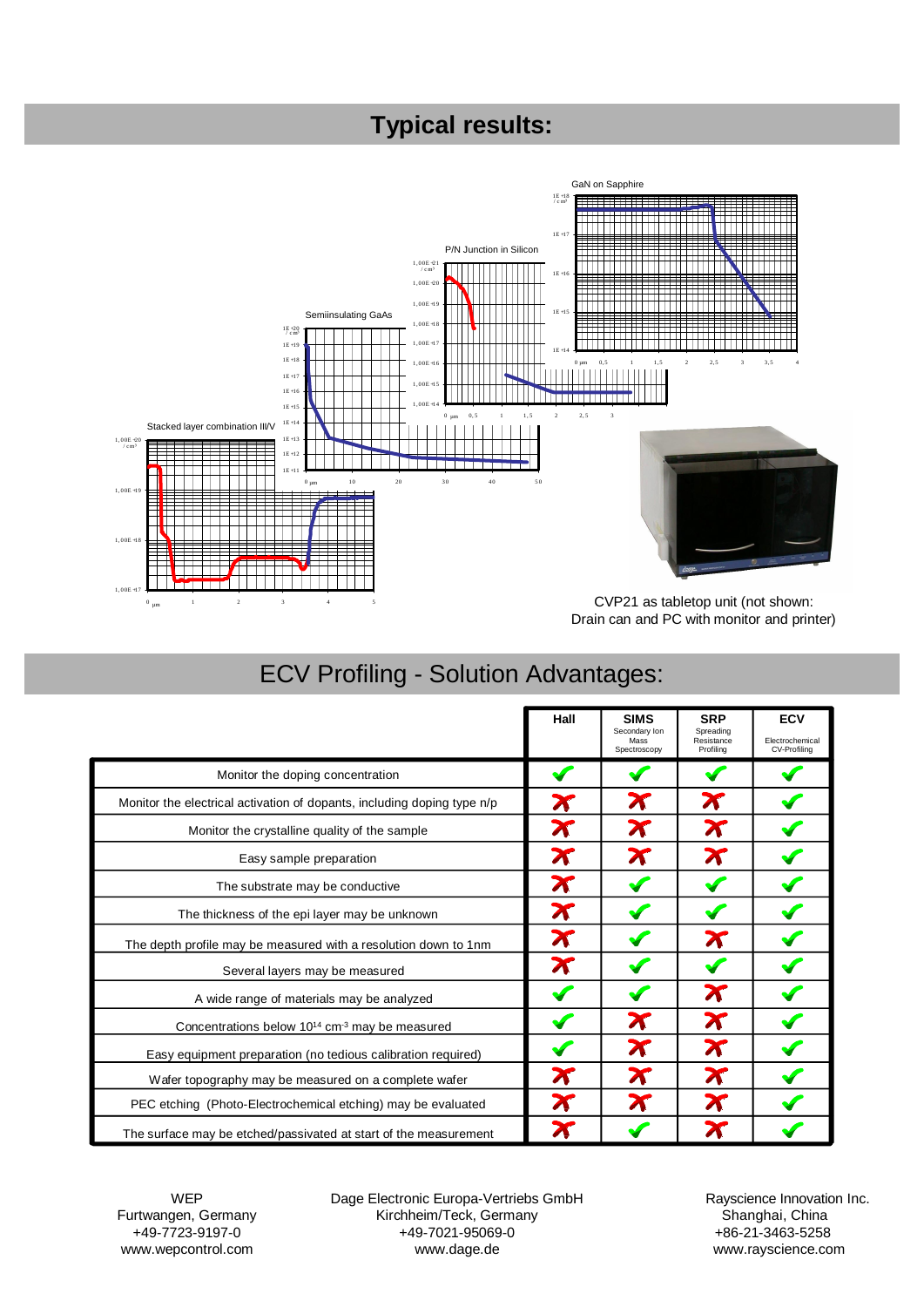# Typical results:

GaN on Sapphire

1E +18 / cm³

1E +17

1E +16

1E +15

1E +14

0 µm 0,5 1 1,5 2 2,5 3 3,5 4

P/N Junction in Silicon

1,00E +21 / cm³

1,00E +20

1,00E +19

1,00E +18

1,00E +17

1,00E +16

1,00E +15

1,00E +14

0 µm 0,5 1 1,5 2 2,5 3

Semiinsulating GaAs

1E +20 / cm³

1E +19

1E +18

1E +17

1E +16

1E +15

1E +14

1E +13

1E +12

1E +11

0 µm 10 20 30 40 50

Stacked layer combination III/V

1,00E +20 / cm³

1,00E +19

1,00E +18

1,00E +17

0 µm 1 2 3 4 5

CVP21 as tabletop unit (not shown: Drain can and PC with monitor and printer)

# ECV Profiling - Solution Advantages:

| | Hall | SIMS Secondary Ion Mass Spectroscopy | SRP Spreading Resistance Profiling | ECV Electrochemical CV-Profiling |
|---|---|---|---|---|
| Monitor the doping concentration | ✔ | ✔ | ✔ | ✔ |
| Monitor the electrical activation of dopants, including doping type n/p | ✘ | ✘ | ✘ | ✔ |
| Monitor the crystalline quality of the sample | ✘ | ✘ | ✘ | ✔ |
| Easy sample preparation | ✘ | ✘ | ✘ | ✔ |
| The substrate may be conductive | ✘ | ✔ | ✔ | ✔ |
| The thickness of the epi layer may be unknown | ✘ | ✔ | ✔ | ✔ |
| The depth profile may be measured with a resolution down to 1nm | ✘ | ✔ | ✘ | ✔ |
| Several layers may be measured | ✘ | ✔ | ✔ | ✔ |
| A wide range of materials may be analyzed | ✔ | ✔ | ✘ | ✔ |
| Concentrations below $10^{14}$ $cm^{-3}$ may be measured | ✔ | ✘ | ✘ | ✔ |
| Easy equipment preparation (no tedious calibration required) | ✔ | ✘ | ✘ | ✔ |
| Wafer topography may be measured on a complete wafer | ✘ | ✘ | ✘ | ✔ |
| PEC etching (Photo-Electrochemical etching) may be evaluated | ✘ | ✘ | ✘ | ✔ |
| The surface may be etched/passivated at start of the measurement | ✘ | ✔ | ✘ | ✔ |

WEP
Furtwangen, Germany
+49-7723-9197-0
www.wepcontrol.com

Dage Electronic Europa-Vertriebs GmbH
Kirchheim/Teck, Germany
+49-7021-95069-0
www.dage.de

Rayscience Innovation Inc.
Shanghai, China
+86-21-3463-5258
www.rayscience.com